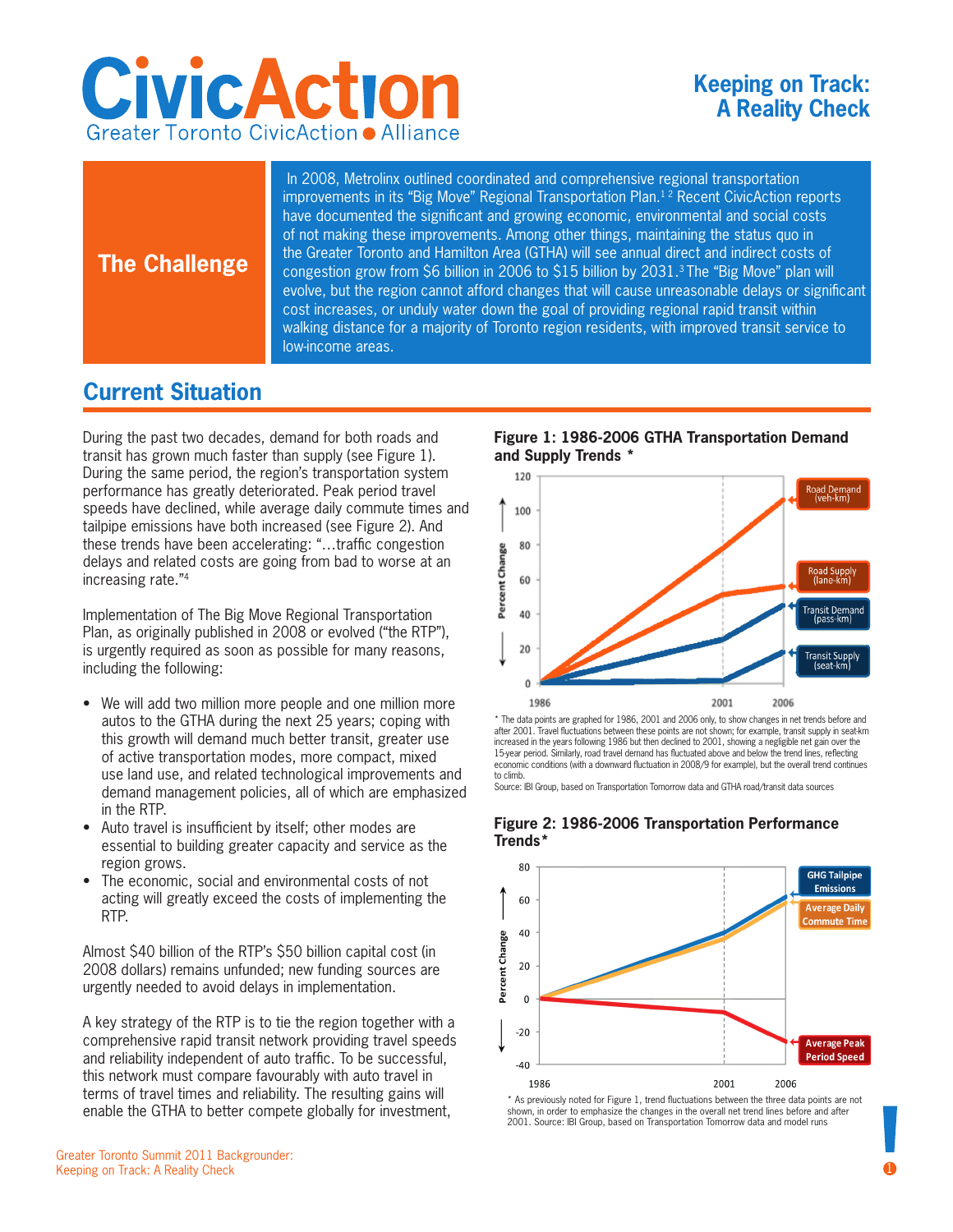# CivicAction

Greater Toronto CivicAction ● Alliance

## Keeping on Track: A Reality Check

### The Challenge

In 2008, Metrolinx outlined coordinated and comprehensive regional transportation improvements in its "Big Move" Regional Transportation Plan.[1 2] Recent CivicAction reports have documented the significant and growing economic, environmental and social costs of not making these improvements. Among other things, maintaining the status quo in the Greater Toronto and Hamilton Area (GTHA) will see annual direct and indirect costs of congestion grow from $6 billion in 2006 to $15 billion by 2031.[3] The "Big Move" plan will evolve, but the region cannot afford changes that will cause unreasonable delays or significant cost increases, or unduly water down the goal of providing regional rapid transit within walking distance for a majority of Toronto region residents, with improved transit service to low-income areas.

## Current Situation

During the past two decades, demand for both roads and transit has grown much faster than supply (see Figure 1). During the same period, the region's transportation system performance has greatly deteriorated. Peak period travel speeds have declined, while average daily commute times and tailpipe emissions have both increased (see Figure 2). And these trends have been accelerating: "…traffic congestion delays and related costs are going from bad to worse at an increasing rate."[4]

Implementation of The Big Move Regional Transportation Plan, as originally published in 2008 or evolved ("the RTP"), is urgently required as soon as possible for many reasons, including the following:

- We will add two million more people and one million more autos to the GTHA during the next 25 years; coping with this growth will demand much better transit, greater use of active transportation modes, more compact, mixed use land use, and related technological improvements and demand management policies, all of which are emphasized in the RTP.
- Auto travel is insufficient by itself; other modes are essential to building greater capacity and service as the region grows.
- The economic, social and environmental costs of not acting will greatly exceed the costs of implementing the RTP.

Almost $40 billion of the RTP's $50 billion capital cost (in 2008 dollars) remains unfunded; new funding sources are urgently needed to avoid delays in implementation.

A key strategy of the RTP is to tie the region together with a comprehensive rapid transit network providing travel speeds and reliability independent of auto traffic. To be successful, this network must compare favourably with auto travel in terms of travel times and reliability. The resulting gains will enable the GTHA to better compete globally for investment,

**Figure 1: 1986-2006 GTHA Transportation Demand and Supply Trends \***

* The data points are graphed for 1986, 2001 and 2006 only, to show changes in net trends before and after 2001. Travel fluctuations between these points are not shown; for example, transit supply in seat-km increased in the years following 1986 but then declined to 2001, showing a negligible net gain over the 15-year period. Similarly, road travel demand has fluctuated above and below the trend lines, reflecting economic conditions (with a downward fluctuation in 2008/9 for example), but the overall trend continues to climb.
Source: IBI Group, based on Transportation Tomorrow data and GTHA road/transit data sources

**Figure 2: 1986-2006 Transportation Performance Trends\***

* As previously noted for Figure 1, trend fluctuations between the three data points are not shown, in order to emphasize the changes in the overall net trend lines before and after 2001. Source: IBI Group, based on Transportation Tomorrow data and model runs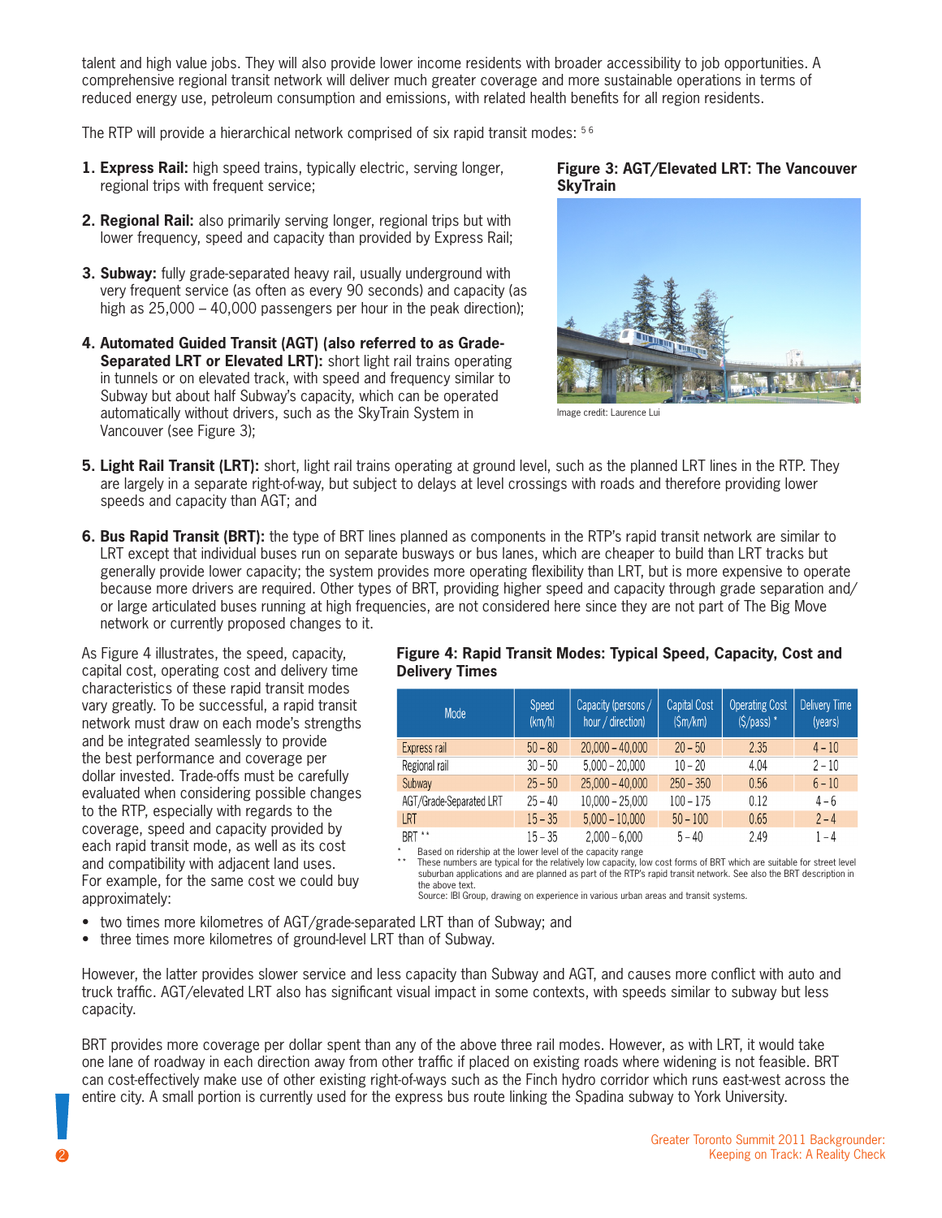talent and high value jobs. They will also provide lower income residents with broader accessibility to job opportunities. A comprehensive regional transit network will deliver much greater coverage and more sustainable operations in terms of reduced energy use, petroleum consumption and emissions, with related health benefits for all region residents.

The RTP will provide a hierarchical network comprised of six rapid transit modes: [5 6]

1. **Express Rail:** high speed trains, typically electric, serving longer, regional trips with frequent service;

2. **Regional Rail:** also primarily serving longer, regional trips but with lower frequency, speed and capacity than provided by Express Rail;

3. **Subway:** fully grade-separated heavy rail, usually underground with very frequent service (as often as every 90 seconds) and capacity (as high as 25,000 – 40,000 passengers per hour in the peak direction);

4. **Automated Guided Transit (AGT) (also referred to as Grade-Separated LRT or Elevated LRT):** short light rail trains operating in tunnels or on elevated track, with speed and frequency similar to Subway but about half Subway's capacity, which can be operated automatically without drivers, such as the SkyTrain System in Vancouver (see Figure 3);

5. **Light Rail Transit (LRT):** short, light rail trains operating at ground level, such as the planned LRT lines in the RTP. They are largely in a separate right-of-way, but subject to delays at level crossings with roads and therefore providing lower speeds and capacity than AGT; and

6. **Bus Rapid Transit (BRT):** the type of BRT lines planned as components in the RTP's rapid transit network are similar to LRT except that individual buses run on separate busways or bus lanes, which are cheaper to build than LRT tracks but generally provide lower capacity; the system provides more operating flexibility than LRT, but is more expensive to operate because more drivers are required. Other types of BRT, providing higher speed and capacity through grade separation and/or large articulated buses running at high frequencies, are not considered here since they are not part of The Big Move network or currently proposed changes to it.

**Figure 3: AGT/Elevated LRT: The Vancouver SkyTrain**

Image credit: Laurence Lui

As Figure 4 illustrates, the speed, capacity, capital cost, operating cost and delivery time characteristics of these rapid transit modes vary greatly. To be successful, a rapid transit network must draw on each mode's strengths and be integrated seamlessly to provide the best performance and coverage per dollar invested. Trade-offs must be carefully evaluated when considering possible changes to the RTP, especially with regards to the coverage, speed and capacity provided by each rapid transit mode, as well as its cost and compatibility with adjacent land uses. For example, for the same cost we could buy approximately:

**Figure 4: Rapid Transit Modes: Typical Speed, Capacity, Cost and Delivery Times**

| Mode | Speed (km/h) | Capacity (persons / hour / direction) | Capital Cost ($m/km) | Operating Cost ($/pass) * | Delivery Time (years) |
|---|---|---|---|---|---|
| Express rail | 50 – 80 | 20,000 – 40,000 | 20 – 50 | 2.35 | 4 – 10 |
| Regional rail | 30 – 50 | 5,000 – 20,000 | 10 – 20 | 4.04 | 2 – 10 |
| Subway | 25 – 50 | 25,000 – 40,000 | 250 – 350 | 0.56 | 6 – 10 |
| AGT/Grade-Separated LRT | 25 – 40 | 10,000 – 25,000 | 100 – 175 | 0.12 | 4 – 6 |
| LRT | 15 – 35 | 5,000 – 10,000 | 50 – 100 | 0.65 | 2 – 4 |
| BRT ** | 15 – 35 | 2,000 – 6,000 | 5 – 40 | 2.49 | 1 – 4 |

\* Based on ridership at the lower level of the capacity range

\*\* These numbers are typical for the relatively low capacity, low cost forms of BRT which are suitable for street level suburban applications and are planned as part of the RTP's rapid transit network. See also the BRT description in the above text.

Source: IBI Group, drawing on experience in various urban areas and transit systems.

- two times more kilometres of AGT/grade-separated LRT than of Subway; and
- three times more kilometres of ground-level LRT than of Subway.

However, the latter provides slower service and less capacity than Subway and AGT, and causes more conflict with auto and truck traffic. AGT/elevated LRT also has significant visual impact in some contexts, with speeds similar to subway but less capacity.

BRT provides more coverage per dollar spent than any of the above three rail modes. However, as with LRT, it would take one lane of roadway in each direction away from other traffic if placed on existing roads where widening is not feasible. BRT can cost-effectively make use of other existing right-of-ways such as the Finch hydro corridor which runs east-west across the entire city. A small portion is currently used for the express bus route linking the Spadina subway to York University.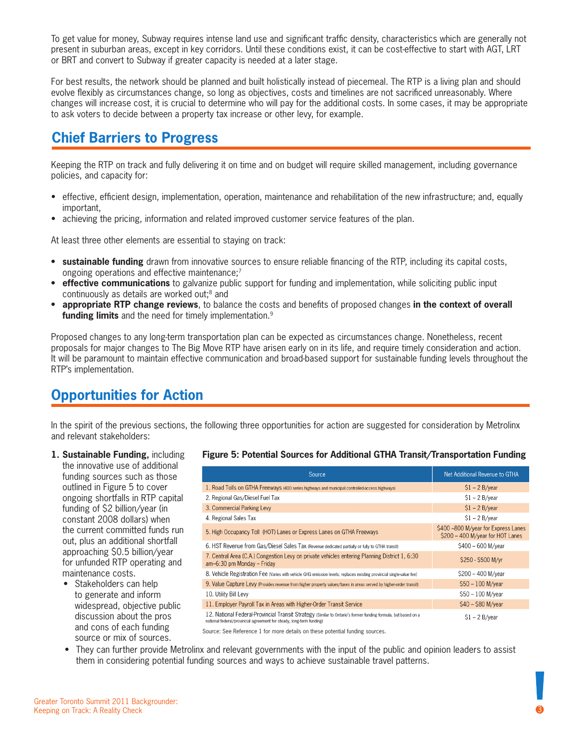To get value for money, Subway requires intense land use and significant traffic density, characteristics which are generally not present in suburban areas, except in key corridors. Until these conditions exist, it can be cost-effective to start with AGT, LRT or BRT and convert to Subway if greater capacity is needed at a later stage.

For best results, the network should be planned and built holistically instead of piecemeal. The RTP is a living plan and should evolve flexibly as circumstances change, so long as objectives, costs and timelines are not sacrificed unreasonably. Where changes will increase cost, it is crucial to determine who will pay for the additional costs. In some cases, it may be appropriate to ask voters to decide between a property tax increase or other levy, for example.

## Chief Barriers to Progress

Keeping the RTP on track and fully delivering it on time and on budget will require skilled management, including governance policies, and capacity for:

- effective, efficient design, implementation, operation, maintenance and rehabilitation of the new infrastructure; and, equally important,
- achieving the pricing, information and related improved customer service features of the plan.

At least three other elements are essential to staying on track:

- **sustainable funding** drawn from innovative sources to ensure reliable financing of the RTP, including its capital costs, ongoing operations and effective maintenance;[7]
- **effective communications** to galvanize public support for funding and implementation, while soliciting public input continuously as details are worked out;[8] and
- **appropriate RTP change reviews**, to balance the costs and benefits of proposed changes **in the context of overall funding limits** and the need for timely implementation.[9]

Proposed changes to any long-term transportation plan can be expected as circumstances change. Nonetheless, recent proposals for major changes to The Big Move RTP have arisen early on in its life, and require timely consideration and action. It will be paramount to maintain effective communication and broad-based support for sustainable funding levels throughout the RTP's implementation.

## Opportunities for Action

In the spirit of the previous sections, the following three opportunities for action are suggested for consideration by Metrolinx and relevant stakeholders:

1. **Sustainable Funding,** including the innovative use of additional funding sources such as those outlined in Figure 5 to cover ongoing shortfalls in RTP capital funding of $2 billion/year (in constant 2008 dollars) when the current committed funds run out, plus an additional shortfall approaching $0.5 billion/year for unfunded RTP operating and maintenance costs.
   - Stakeholders can help to generate and inform widespread, objective public discussion about the pros and cons of each funding source or mix of sources.
   - They can further provide Metrolinx and relevant governments with the input of the public and opinion leaders to assist them in considering potential funding sources and ways to achieve sustainable travel patterns.

**Figure 5: Potential Sources for Additional GTHA Transit/Transportation Funding**

| Source | Net Additional Revenue to GTHA |
|---|---|
| 1. Road Tolls on GTHA Freeways (400 series highways and municipal controlled-access highways) | $1 – 2 B/year |
| 2. Regional Gas/Diesel Fuel Tax | $1 – 2 B/year |
| 3. Commercial Parking Levy | $1 – 2 B/year |
| 4. Regional Sales Tax | $1 – 2 B/year |
| 5. High Occupancy Toll (HOT) Lanes or Express Lanes on GTHA Freeways | $400 –800 M/year for Express Lanes<br>$200 – 400 M/year for HOT Lanes |
| 6. HST Revenue from Gas/Diesel Sales Tax (Revenue dedicated partially or fully to GTHA transit) | $400 – 600 M/year |
| 7. Central Area (C.A.) Congestion Levy on private vehicles entering Planning District 1, 6:30 am–6:30 pm Monday – Friday | $250 - $500 M/yr |
| 8. Vehicle Registration Fee (Varies with vehicle GHG emission levels; replaces existing provincial single-value fee) | $200 – 400 M/year |
| 9. Value Capture Levy (Provides revenue from higher property values/taxes in areas served by higher-order transit) | $50 – 100 M/year |
| 10. Utility Bill Levy | $50 – 100 M/year |
| 11. Employer Payroll Tax in Areas with Higher-Order Transit Service | $40 – $80 M/year |
| 12. National Federal-Provincial Transit Strategy (Similar to Ontario's former funding formula, but based on a national federal/provincial agreement for steady, long-term funding) | $1 – 2 B/year |

Source: See Reference 1 for more details on these potential funding sources.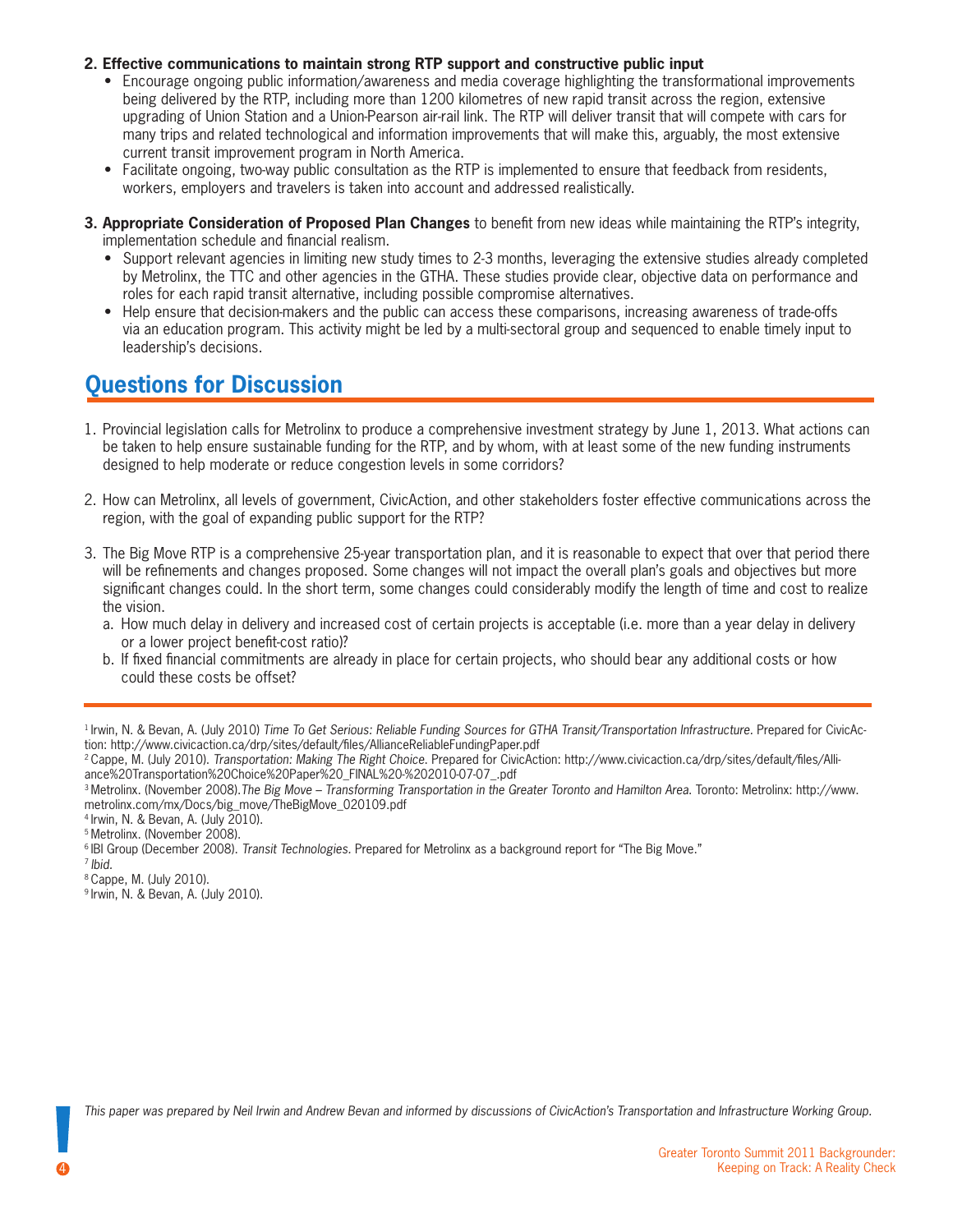**2. Effective communications to maintain strong RTP support and constructive public input**

- Encourage ongoing public information/awareness and media coverage highlighting the transformational improvements being delivered by the RTP, including more than 1200 kilometres of new rapid transit across the region, extensive upgrading of Union Station and a Union-Pearson air-rail link. The RTP will deliver transit that will compete with cars for many trips and related technological and information improvements that will make this, arguably, the most extensive current transit improvement program in North America.
- Facilitate ongoing, two-way public consultation as the RTP is implemented to ensure that feedback from residents, workers, employers and travelers is taken into account and addressed realistically.

**3. Appropriate Consideration of Proposed Plan Changes** to benefit from new ideas while maintaining the RTP's integrity, implementation schedule and financial realism.

- Support relevant agencies in limiting new study times to 2-3 months, leveraging the extensive studies already completed by Metrolinx, the TTC and other agencies in the GTHA. These studies provide clear, objective data on performance and roles for each rapid transit alternative, including possible compromise alternatives.
- Help ensure that decision-makers and the public can access these comparisons, increasing awareness of trade-offs via an education program. This activity might be led by a multi-sectoral group and sequenced to enable timely input to leadership's decisions.

## Questions for Discussion

1. Provincial legislation calls for Metrolinx to produce a comprehensive investment strategy by June 1, 2013. What actions can be taken to help ensure sustainable funding for the RTP, and by whom, with at least some of the new funding instruments designed to help moderate or reduce congestion levels in some corridors?

2. How can Metrolinx, all levels of government, CivicAction, and other stakeholders foster effective communications across the region, with the goal of expanding public support for the RTP?

3. The Big Move RTP is a comprehensive 25-year transportation plan, and it is reasonable to expect that over that period there will be refinements and changes proposed. Some changes will not impact the overall plan's goals and objectives but more significant changes could. In the short term, some changes could considerably modify the length of time and cost to realize the vision.
   a. How much delay in delivery and increased cost of certain projects is acceptable (i.e. more than a year delay in delivery or a lower project benefit-cost ratio)?
   b. If fixed financial commitments are already in place for certain projects, who should bear any additional costs or how could these costs be offset?

---

[1] Irwin, N. & Bevan, A. (July 2010) *Time To Get Serious: Reliable Funding Sources for GTHA Transit/Transportation Infrastructure*. Prepared for CivicAction: http://www.civicaction.ca/drp/sites/default/files/AllianceReliableFundingPaper.pdf

[2] Cappe, M. (July 2010). *Transportation: Making The Right Choice*. Prepared for CivicAction: http://www.civicaction.ca/drp/sites/default/files/Alliance%20Transportation%20Choice%20Paper%20_FINAL%20-%202010-07-07_.pdf

[3] Metrolinx. (November 2008). *The Big Move – Transforming Transportation in the Greater Toronto and Hamilton Area*. Toronto: Metrolinx: http://www.metrolinx.com/mx/Docs/big_move/TheBigMove_020109.pdf

[4] Irwin, N. & Bevan, A. (July 2010).

[5] Metrolinx. (November 2008).

[6] IBI Group (December 2008). *Transit Technologies*. Prepared for Metrolinx as a background report for "The Big Move."

[7] *Ibid.*

[8] Cappe, M. (July 2010).

[9] Irwin, N. & Bevan, A. (July 2010).

*This paper was prepared by Neil Irwin and Andrew Bevan and informed by discussions of CivicAction's Transportation and Infrastructure Working Group.*